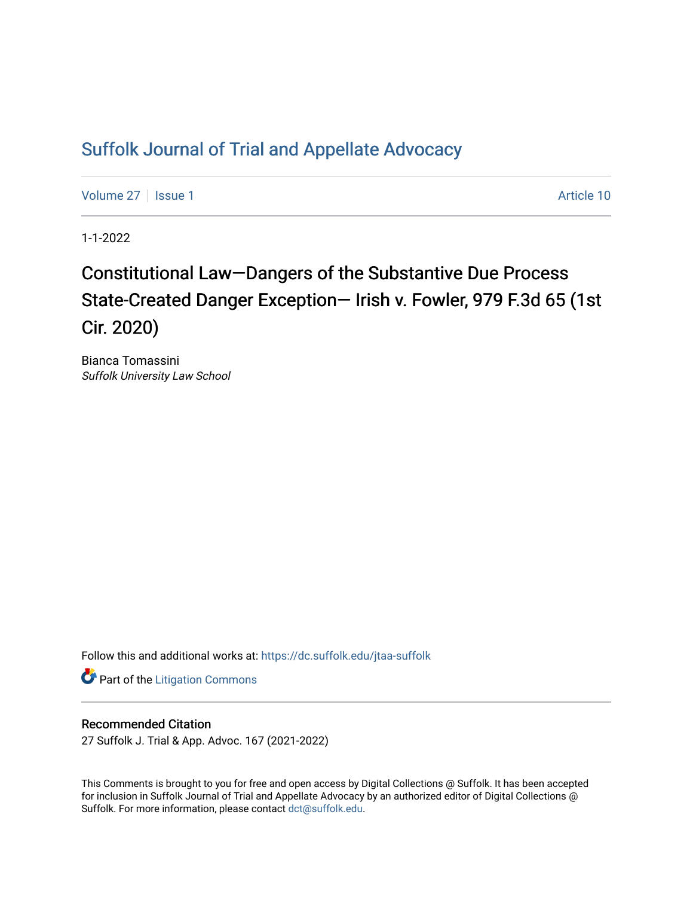# Suffolk Journal of Trial and Appellate Advocacy

Volume 27 | Issue 1 Article 10

1-1-2022

## Constitutional Law—Dangers of the Substantive Due Process State-Created Danger Exception— Irish v. Fowler, 979 F.3d 65 (1st Cir. 2020)

Bianca Tomassini
*Suffolk University Law School*

Follow this and additional works at: https://dc.suffolk.edu/jtaa-suffolk

Part of the Litigation Commons

### Recommended Citation

27 Suffolk J. Trial & App. Advoc. 167 (2021-2022)

This Comments is brought to you for free and open access by Digital Collections @ Suffolk. It has been accepted for inclusion in Suffolk Journal of Trial and Appellate Advocacy by an authorized editor of Digital Collections @ Suffolk. For more information, please contact dct@suffolk.edu.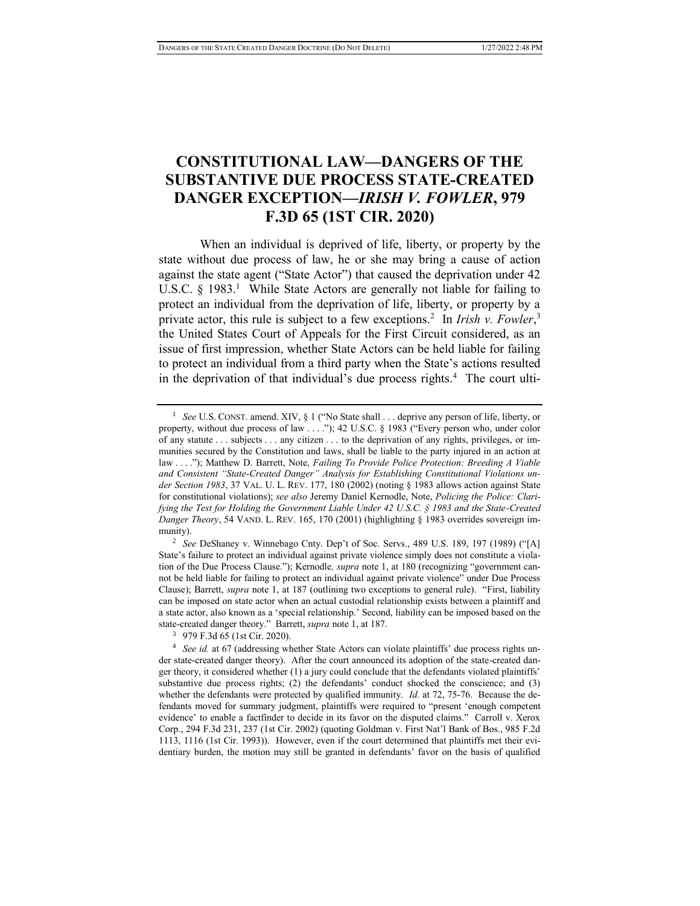# CONSTITUTIONAL LAW—DANGERS OF THE SUBSTANTIVE DUE PROCESS STATE-CREATED DANGER EXCEPTION—*IRISH V. FOWLER*, 979 F.3D 65 (1ST CIR. 2020)

When an individual is deprived of life, liberty, or property by the state without due process of law, he or she may bring a cause of action against the state agent ("State Actor") that caused the deprivation under 42 U.S.C. § 1983.[1] While State Actors are generally not liable for failing to protect an individual from the deprivation of life, liberty, or property by a private actor, this rule is subject to a few exceptions.[2] In *Irish v. Fowler*,[3] the United States Court of Appeals for the First Circuit considered, as an issue of first impression, whether State Actors can be held liable for failing to protect an individual from a third party when the State's actions resulted in the deprivation of that individual's due process rights.[4] The court ulti-

---

[1] *See* U.S. CONST. amend. XIV, § 1 ("No State shall . . . deprive any person of life, liberty, or property, without due process of law . . . ."); 42 U.S.C. § 1983 ("Every person who, under color of any statute . . . subjects . . . any citizen . . . to the deprivation of any rights, privileges, or immunities secured by the Constitution and laws, shall be liable to the party injured in an action at law . . . ."); Matthew D. Barrett, Note, *Failing To Provide Police Protection: Breeding A Viable and Consistent "State-Created Danger" Analysis for Establishing Constitutional Violations under Section 1983*, 37 VAL. U. L. REV. 177, 180 (2002) (noting § 1983 allows action against State for constitutional violations); *see also* Jeremy Daniel Kernodle, Note, *Policing the Police: Clarifying the Test for Holding the Government Liable Under 42 U.S.C. § 1983 and the State-Created Danger Theory*, 54 VAND. L. REV. 165, 170 (2001) (highlighting § 1983 overrides sovereign immunity).

[2] *See* DeShaney v. Winnebago Cnty. Dep't of Soc. Servs., 489 U.S. 189, 197 (1989) ("[A] State's failure to protect an individual against private violence simply does not constitute a violation of the Due Process Clause."); Kernodle*, supra* note 1, at 180 (recognizing "government cannot be held liable for failing to protect an individual against private violence" under Due Process Clause); Barrett, *supra* note 1, at 187 (outlining two exceptions to general rule). "First, liability can be imposed on state actor when an actual custodial relationship exists between a plaintiff and a state actor, also known as a 'special relationship.' Second, liability can be imposed based on the state-created danger theory." Barrett, *supra* note 1, at 187.

[3] 979 F.3d 65 (1st Cir. 2020).

[4] *See id.* at 67 (addressing whether State Actors can violate plaintiffs' due process rights under state-created danger theory). After the court announced its adoption of the state-created danger theory, it considered whether (1) a jury could conclude that the defendants violated plaintiffs' substantive due process rights; (2) the defendants' conduct shocked the conscience; and (3) whether the defendants were protected by qualified immunity. *Id.* at 72, 75-76. Because the defendants moved for summary judgment, plaintiffs were required to "present 'enough competent evidence' to enable a factfinder to decide in its favor on the disputed claims." Carroll v. Xerox Corp., 294 F.3d 231, 237 (1st Cir. 2002) (quoting Goldman v. First Nat'l Bank of Bos., 985 F.2d 1113, 1116 (1st Cir. 1993)). However, even if the court determined that plaintiffs met their evidentiary burden, the motion may still be granted in defendants' favor on the basis of qualified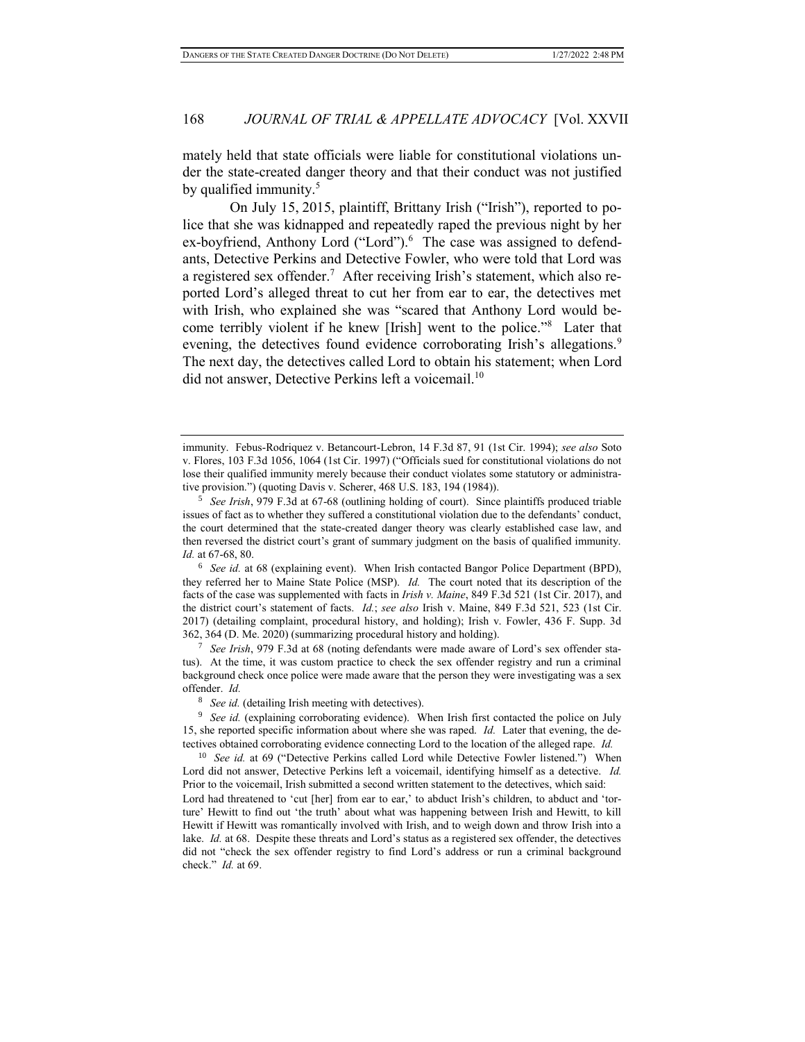mately held that state officials were liable for constitutional violations under the state-created danger theory and that their conduct was not justified by qualified immunity.[5]

On July 15, 2015, plaintiff, Brittany Irish ("Irish"), reported to police that she was kidnapped and repeatedly raped the previous night by her ex-boyfriend, Anthony Lord ("Lord").[6] The case was assigned to defendants, Detective Perkins and Detective Fowler, who were told that Lord was a registered sex offender.[7] After receiving Irish's statement, which also reported Lord's alleged threat to cut her from ear to ear, the detectives met with Irish, who explained she was "scared that Anthony Lord would become terribly violent if he knew [Irish] went to the police."[8] Later that evening, the detectives found evidence corroborating Irish's allegations.[9] The next day, the detectives called Lord to obtain his statement; when Lord did not answer, Detective Perkins left a voicemail.[10]

---

immunity. Febus-Rodriquez v. Betancourt-Lebron, 14 F.3d 87, 91 (1st Cir. 1994); *see also* Soto v. Flores, 103 F.3d 1056, 1064 (1st Cir. 1997) ("Officials sued for constitutional violations do not lose their qualified immunity merely because their conduct violates some statutory or administrative provision.") (quoting Davis v. Scherer, 468 U.S. 183, 194 (1984)).

[5] *See Irish*, 979 F.3d at 67-68 (outlining holding of court). Since plaintiffs produced triable issues of fact as to whether they suffered a constitutional violation due to the defendants' conduct, the court determined that the state-created danger theory was clearly established case law, and then reversed the district court's grant of summary judgment on the basis of qualified immunity. *Id.* at 67-68, 80.

[6] *See id.* at 68 (explaining event). When Irish contacted Bangor Police Department (BPD), they referred her to Maine State Police (MSP). *Id.* The court noted that its description of the facts of the case was supplemented with facts in *Irish v. Maine*, 849 F.3d 521 (1st Cir. 2017), and the district court's statement of facts. *Id.*; *see also* Irish v. Maine, 849 F.3d 521, 523 (1st Cir. 2017) (detailing complaint, procedural history, and holding); Irish v. Fowler, 436 F. Supp. 3d 362, 364 (D. Me. 2020) (summarizing procedural history and holding).

[7] *See Irish*, 979 F.3d at 68 (noting defendants were made aware of Lord's sex offender status). At the time, it was custom practice to check the sex offender registry and run a criminal background check once police were made aware that the person they were investigating was a sex offender. *Id.*

[8] *See id.* (detailing Irish meeting with detectives).

[9] *See id.* (explaining corroborating evidence). When Irish first contacted the police on July 15, she reported specific information about where she was raped. *Id.* Later that evening, the detectives obtained corroborating evidence connecting Lord to the location of the alleged rape. *Id.*

[10] *See id.* at 69 ("Detective Perkins called Lord while Detective Fowler listened.") When Lord did not answer, Detective Perkins left a voicemail, identifying himself as a detective. *Id.* Prior to the voicemail, Irish submitted a second written statement to the detectives, which said:

Lord had threatened to 'cut [her] from ear to ear,' to abduct Irish's children, to abduct and 'torture' Hewitt to find out 'the truth' about what was happening between Irish and Hewitt, to kill Hewitt if Hewitt was romantically involved with Irish, and to weigh down and throw Irish into a lake. *Id.* at 68. Despite these threats and Lord's status as a registered sex offender, the detectives did not "check the sex offender registry to find Lord's address or run a criminal background check." *Id.* at 69.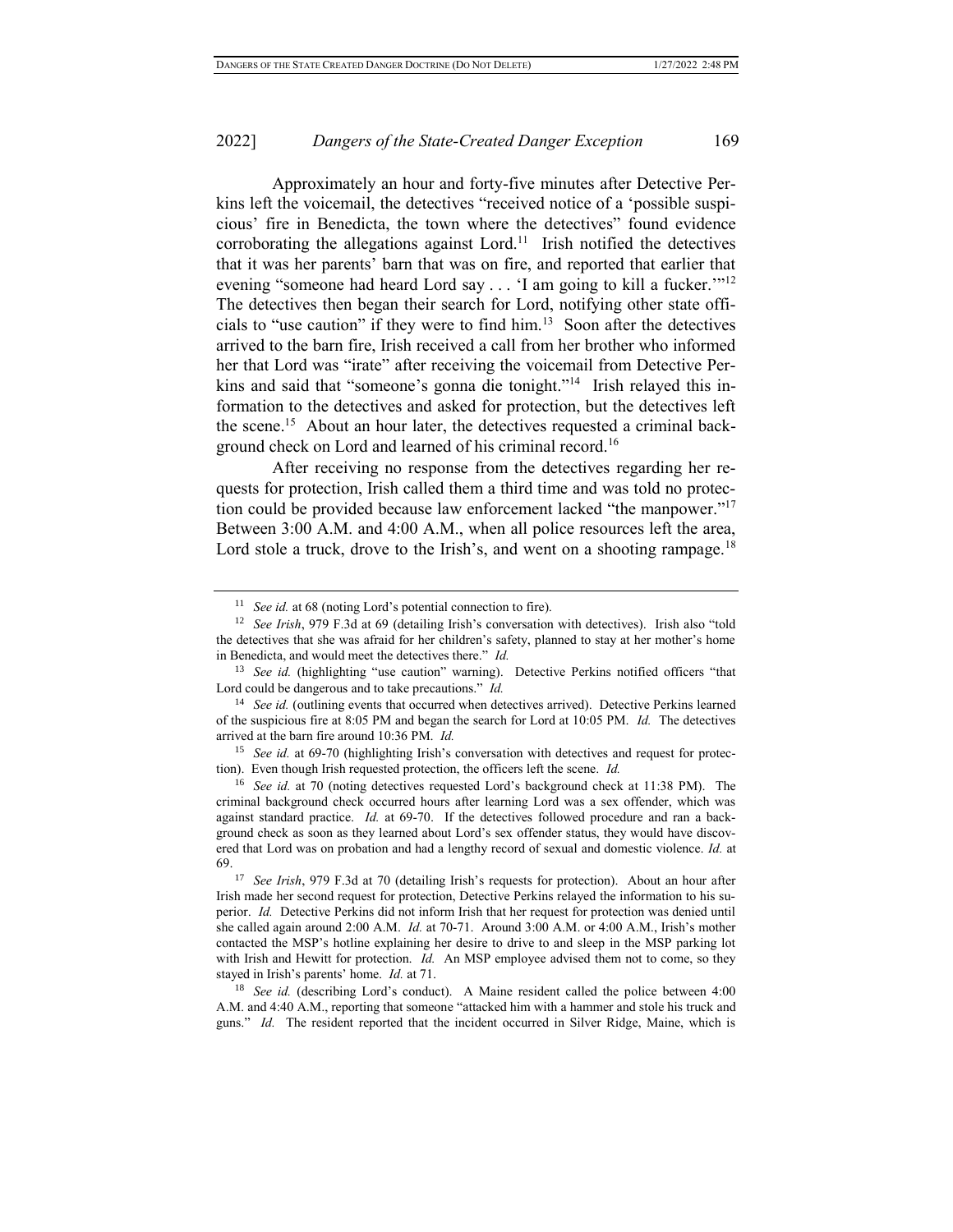Approximately an hour and forty-five minutes after Detective Perkins left the voicemail, the detectives "received notice of a 'possible suspicious' fire in Benedicta, the town where the detectives" found evidence corroborating the allegations against Lord.[11] Irish notified the detectives that it was her parents' barn that was on fire, and reported that earlier that evening "someone had heard Lord say . . . 'I am going to kill a fucker.'"[12] The detectives then began their search for Lord, notifying other state officials to "use caution" if they were to find him.[13] Soon after the detectives arrived to the barn fire, Irish received a call from her brother who informed her that Lord was "irate" after receiving the voicemail from Detective Perkins and said that "someone's gonna die tonight."[14] Irish relayed this information to the detectives and asked for protection, but the detectives left the scene.[15] About an hour later, the detectives requested a criminal background check on Lord and learned of his criminal record.[16]

After receiving no response from the detectives regarding her requests for protection, Irish called them a third time and was told no protection could be provided because law enforcement lacked "the manpower."[17] Between 3:00 A.M. and 4:00 A.M., when all police resources left the area, Lord stole a truck, drove to the Irish's, and went on a shooting rampage.[18]

---

[11] *See id.* at 68 (noting Lord's potential connection to fire).

[12] *See Irish*, 979 F.3d at 69 (detailing Irish's conversation with detectives). Irish also "told the detectives that she was afraid for her children's safety, planned to stay at her mother's home in Benedicta, and would meet the detectives there." *Id.*

[13] *See id.* (highlighting "use caution" warning). Detective Perkins notified officers "that Lord could be dangerous and to take precautions." *Id.*

[14] *See id.* (outlining events that occurred when detectives arrived). Detective Perkins learned of the suspicious fire at 8:05 PM and began the search for Lord at 10:05 PM. *Id.* The detectives arrived at the barn fire around 10:36 PM. *Id.*

[15] *See id.* at 69-70 (highlighting Irish's conversation with detectives and request for protection). Even though Irish requested protection, the officers left the scene. *Id.*

[16] *See id.* at 70 (noting detectives requested Lord's background check at 11:38 PM). The criminal background check occurred hours after learning Lord was a sex offender, which was against standard practice. *Id.* at 69-70. If the detectives followed procedure and ran a background check as soon as they learned about Lord's sex offender status, they would have discovered that Lord was on probation and had a lengthy record of sexual and domestic violence. *Id.* at 69.

[17] *See Irish*, 979 F.3d at 70 (detailing Irish's requests for protection). About an hour after Irish made her second request for protection, Detective Perkins relayed the information to his superior. *Id.* Detective Perkins did not inform Irish that her request for protection was denied until she called again around 2:00 A.M. *Id.* at 70-71. Around 3:00 A.M. or 4:00 A.M., Irish's mother contacted the MSP's hotline explaining her desire to drive to and sleep in the MSP parking lot with Irish and Hewitt for protection. *Id.* An MSP employee advised them not to come, so they stayed in Irish's parents' home. *Id.* at 71.

[18] *See id.* (describing Lord's conduct). A Maine resident called the police between 4:00 A.M. and 4:40 A.M., reporting that someone "attacked him with a hammer and stole his truck and guns." *Id.* The resident reported that the incident occurred in Silver Ridge, Maine, which is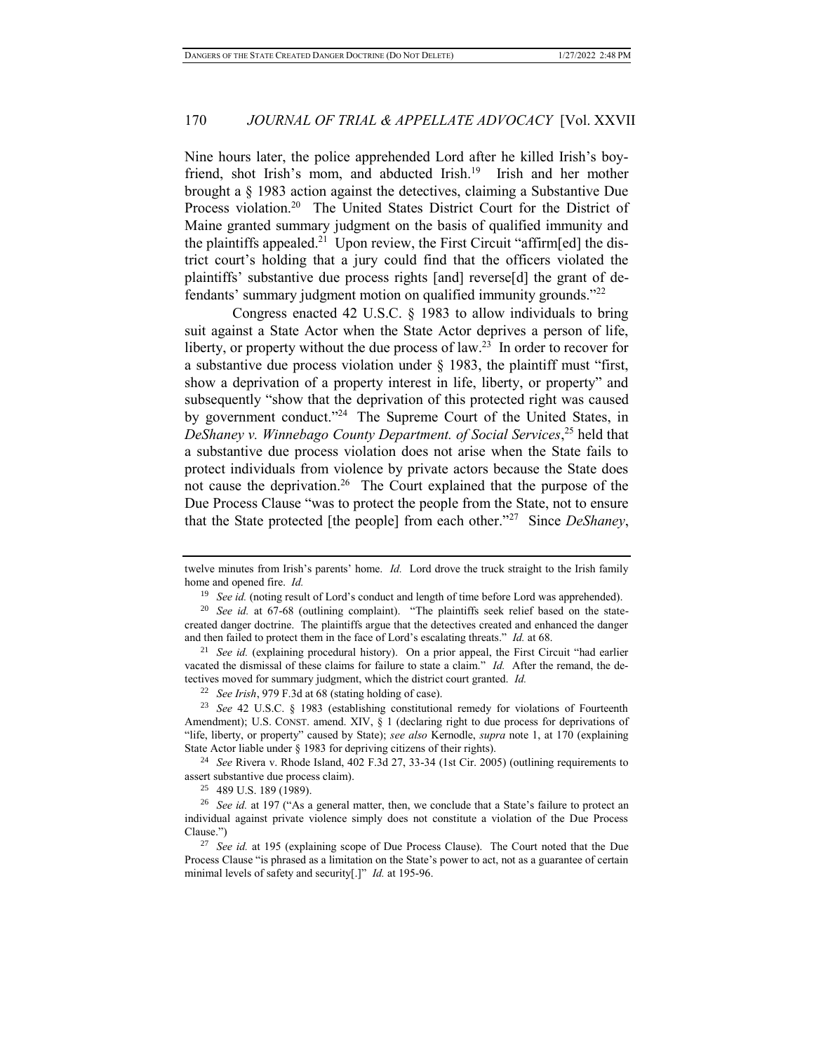Nine hours later, the police apprehended Lord after he killed Irish's boyfriend, shot Irish's mom, and abducted Irish.[19] Irish and her mother brought a § 1983 action against the detectives, claiming a Substantive Due Process violation.[20] The United States District Court for the District of Maine granted summary judgment on the basis of qualified immunity and the plaintiffs appealed.[21] Upon review, the First Circuit "affirm[ed] the district court's holding that a jury could find that the officers violated the plaintiffs' substantive due process rights [and] reverse[d] the grant of defendants' summary judgment motion on qualified immunity grounds."[22]

Congress enacted 42 U.S.C. § 1983 to allow individuals to bring suit against a State Actor when the State Actor deprives a person of life, liberty, or property without the due process of law.[23] In order to recover for a substantive due process violation under § 1983, the plaintiff must "first, show a deprivation of a property interest in life, liberty, or property" and subsequently "show that the deprivation of this protected right was caused by government conduct."[24] The Supreme Court of the United States, in *DeShaney v. Winnebago County Department. of Social Services*,[25] held that a substantive due process violation does not arise when the State fails to protect individuals from violence by private actors because the State does not cause the deprivation.[26] The Court explained that the purpose of the Due Process Clause "was to protect the people from the State, not to ensure that the State protected [the people] from each other."[27] Since *DeShaney*,

---

twelve minutes from Irish's parents' home. *Id.* Lord drove the truck straight to the Irish family home and opened fire. *Id.*

[19] *See id.* (noting result of Lord's conduct and length of time before Lord was apprehended).

[20] *See id.* at 67-68 (outlining complaint). "The plaintiffs seek relief based on the state-created danger doctrine. The plaintiffs argue that the detectives created and enhanced the danger and then failed to protect them in the face of Lord's escalating threats." *Id.* at 68.

[21] *See id.* (explaining procedural history). On a prior appeal, the First Circuit "had earlier vacated the dismissal of these claims for failure to state a claim." *Id.* After the remand, the detectives moved for summary judgment, which the district court granted. *Id.*

[22] *See Irish*, 979 F.3d at 68 (stating holding of case).

[23] *See* 42 U.S.C. § 1983 (establishing constitutional remedy for violations of Fourteenth Amendment); U.S. CONST. amend. XIV, § 1 (declaring right to due process for deprivations of "life, liberty, or property" caused by State); *see also* Kernodle, *supra* note 1, at 170 (explaining State Actor liable under § 1983 for depriving citizens of their rights).

[24] *See* Rivera v. Rhode Island, 402 F.3d 27, 33-34 (1st Cir. 2005) (outlining requirements to assert substantive due process claim).

[25] 489 U.S. 189 (1989).

[26] *See id.* at 197 ("As a general matter, then, we conclude that a State's failure to protect an individual against private violence simply does not constitute a violation of the Due Process Clause.")

[27] *See id.* at 195 (explaining scope of Due Process Clause). The Court noted that the Due Process Clause "is phrased as a limitation on the State's power to act, not as a guarantee of certain minimal levels of safety and security[.]" *Id.* at 195-96.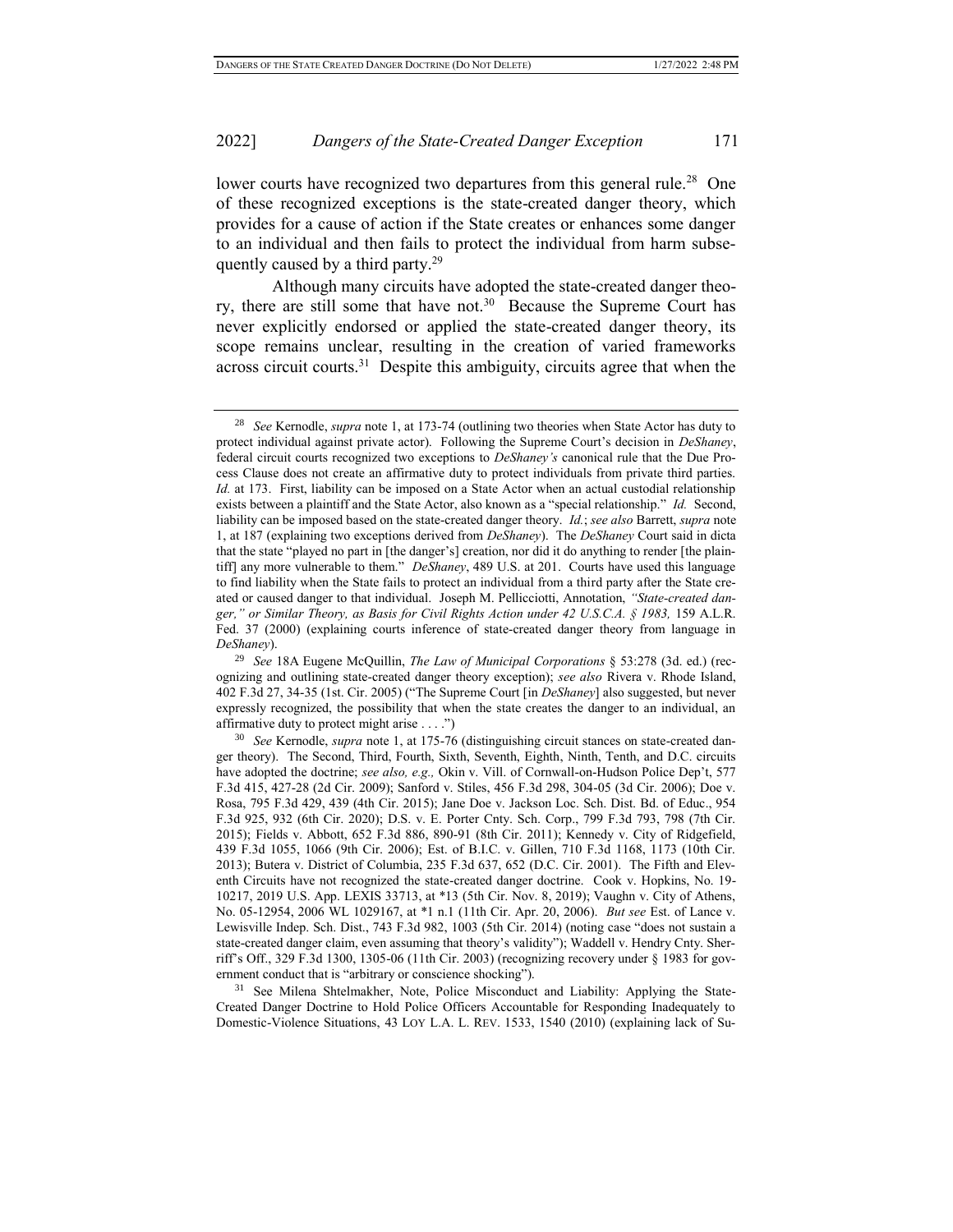lower courts have recognized two departures from this general rule.[28] One of these recognized exceptions is the state-created danger theory, which provides for a cause of action if the State creates or enhances some danger to an individual and then fails to protect the individual from harm subsequently caused by a third party.[29]

Although many circuits have adopted the state-created danger theory, there are still some that have not.[30] Because the Supreme Court has never explicitly endorsed or applied the state-created danger theory, its scope remains unclear, resulting in the creation of varied frameworks across circuit courts.[31] Despite this ambiguity, circuits agree that when the

---

[28] *See* Kernodle, *supra* note 1, at 173-74 (outlining two theories when State Actor has duty to protect individual against private actor). Following the Supreme Court's decision in *DeShaney*, federal circuit courts recognized two exceptions to *DeShaney's* canonical rule that the Due Process Clause does not create an affirmative duty to protect individuals from private third parties. *Id.* at 173. First, liability can be imposed on a State Actor when an actual custodial relationship exists between a plaintiff and the State Actor, also known as a "special relationship." *Id.* Second, liability can be imposed based on the state-created danger theory. *Id.*; *see also* Barrett, *supra* note 1, at 187 (explaining two exceptions derived from *DeShaney*). The *DeShaney* Court said in dicta that the state "played no part in [the danger's] creation, nor did it do anything to render [the plaintiff] any more vulnerable to them." *DeShaney*, 489 U.S. at 201. Courts have used this language to find liability when the State fails to protect an individual from a third party after the State created or caused danger to that individual. Joseph M. Pellicciotti, Annotation, *"State-created danger," or Similar Theory, as Basis for Civil Rights Action under 42 U.S.C.A. § 1983,* 159 A.L.R. Fed. 37 (2000) (explaining courts inference of state-created danger theory from language in *DeShaney*).

[29] *See* 18A Eugene McQuillin, *The Law of Municipal Corporations* § 53:278 (3d. ed.) (recognizing and outlining state-created danger theory exception); *see also* Rivera v. Rhode Island, 402 F.3d 27, 34-35 (1st. Cir. 2005) ("The Supreme Court [in *DeShaney*] also suggested, but never expressly recognized, the possibility that when the state creates the danger to an individual, an affirmative duty to protect might arise . . . .")

[30] *See* Kernodle, *supra* note 1, at 175-76 (distinguishing circuit stances on state-created danger theory). The Second, Third, Fourth, Sixth, Seventh, Eighth, Ninth, Tenth, and D.C. circuits have adopted the doctrine; *see also, e.g.,* Okin v. Vill. of Cornwall-on-Hudson Police Dep't, 577 F.3d 415, 427-28 (2d Cir. 2009); Sanford v. Stiles, 456 F.3d 298, 304-05 (3d Cir. 2006); Doe v. Rosa, 795 F.3d 429, 439 (4th Cir. 2015); Jane Doe v. Jackson Loc. Sch. Dist. Bd. of Educ., 954 F.3d 925, 932 (6th Cir. 2020); D.S. v. E. Porter Cnty. Sch. Corp., 799 F.3d 793, 798 (7th Cir. 2015); Fields v. Abbott, 652 F.3d 886, 890-91 (8th Cir. 2011); Kennedy v. City of Ridgefield, 439 F.3d 1055, 1066 (9th Cir. 2006); Est. of B.I.C. v. Gillen, 710 F.3d 1168, 1173 (10th Cir. 2013); Butera v. District of Columbia, 235 F.3d 637, 652 (D.C. Cir. 2001). The Fifth and Eleventh Circuits have not recognized the state-created danger doctrine. Cook v. Hopkins, No. 19-10217, 2019 U.S. App. LEXIS 33713, at *13 (5th Cir. Nov. 8, 2019); Vaughn v. City of Athens, No. 05-12954, 2006 WL 1029167, at *1 n.1 (11th Cir. Apr. 20, 2006). *But see* Est. of Lance v. Lewisville Indep. Sch. Dist., 743 F.3d 982, 1003 (5th Cir. 2014) (noting case "does not sustain a state-created danger claim, even assuming that theory's validity"); Waddell v. Hendry Cnty. Sherriff's Off., 329 F.3d 1300, 1305-06 (11th Cir. 2003) (recognizing recovery under § 1983 for government conduct that is "arbitrary or conscience shocking").

[31] See Milena Shtelmakher, Note, Police Misconduct and Liability: Applying the State-Created Danger Doctrine to Hold Police Officers Accountable for Responding Inadequately to Domestic-Violence Situations, 43 LOY L.A. L. REV. 1533, 1540 (2010) (explaining lack of Su-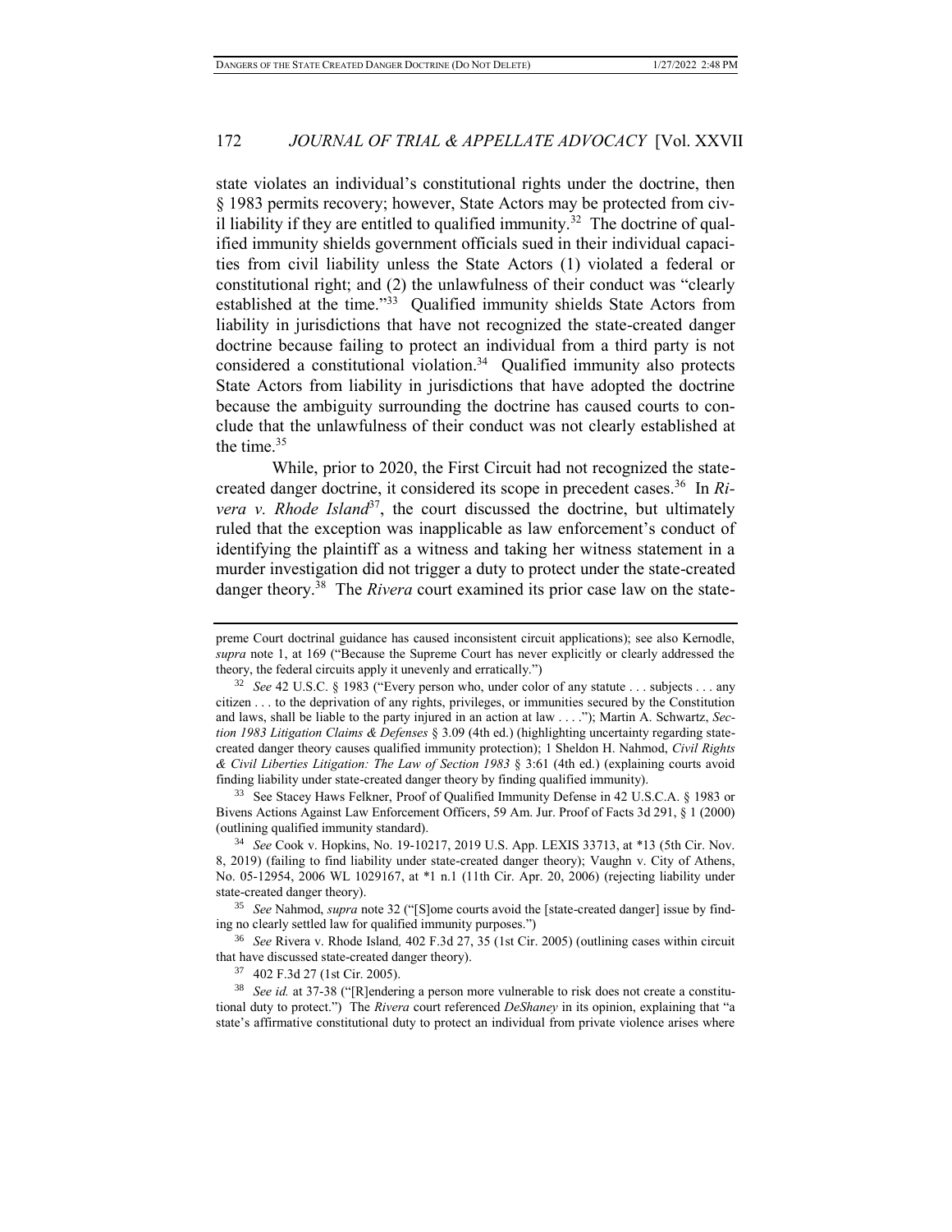state violates an individual's constitutional rights under the doctrine, then § 1983 permits recovery; however, State Actors may be protected from civil liability if they are entitled to qualified immunity.[32] The doctrine of qualified immunity shields government officials sued in their individual capacities from civil liability unless the State Actors (1) violated a federal or constitutional right; and (2) the unlawfulness of their conduct was "clearly established at the time."[33] Qualified immunity shields State Actors from liability in jurisdictions that have not recognized the state-created danger doctrine because failing to protect an individual from a third party is not considered a constitutional violation.[34] Qualified immunity also protects State Actors from liability in jurisdictions that have adopted the doctrine because the ambiguity surrounding the doctrine has caused courts to conclude that the unlawfulness of their conduct was not clearly established at the time.[35]

While, prior to 2020, the First Circuit had not recognized the state-created danger doctrine, it considered its scope in precedent cases.[36] In *Rivera v. Rhode Island*[37], the court discussed the doctrine, but ultimately ruled that the exception was inapplicable as law enforcement's conduct of identifying the plaintiff as a witness and taking her witness statement in a murder investigation did not trigger a duty to protect under the state-created danger theory.[38] The *Rivera* court examined its prior case law on the state-

---

preme Court doctrinal guidance has caused inconsistent circuit applications); see also Kernodle, *supra* note 1, at 169 ("Because the Supreme Court has never explicitly or clearly addressed the theory, the federal circuits apply it unevenly and erratically.")

[32] *See* 42 U.S.C. § 1983 ("Every person who, under color of any statute . . . subjects . . . any citizen . . . to the deprivation of any rights, privileges, or immunities secured by the Constitution and laws, shall be liable to the party injured in an action at law . . . ."); Martin A. Schwartz, *Section 1983 Litigation Claims & Defenses* § 3.09 (4th ed.) (highlighting uncertainty regarding state-created danger theory causes qualified immunity protection); 1 Sheldon H. Nahmod, *Civil Rights & Civil Liberties Litigation: The Law of Section 1983* § 3:61 (4th ed.) (explaining courts avoid finding liability under state-created danger theory by finding qualified immunity).

[33] See Stacey Haws Felkner, Proof of Qualified Immunity Defense in 42 U.S.C.A. § 1983 or Bivens Actions Against Law Enforcement Officers, 59 Am. Jur. Proof of Facts 3d 291, § 1 (2000) (outlining qualified immunity standard).

[34] *See* Cook v. Hopkins, No. 19-10217, 2019 U.S. App. LEXIS 33713, at *13 (5th Cir. Nov. 8, 2019) (failing to find liability under state-created danger theory); Vaughn v. City of Athens, No. 05-12954, 2006 WL 1029167, at *1 n.1 (11th Cir. Apr. 20, 2006) (rejecting liability under state-created danger theory).

[35] *See* Nahmod, *supra* note 32 ("[S]ome courts avoid the [state-created danger] issue by finding no clearly settled law for qualified immunity purposes.")

[36] *See* Rivera v. Rhode Island*,* 402 F.3d 27, 35 (1st Cir. 2005) (outlining cases within circuit that have discussed state-created danger theory).

[37] 402 F.3d 27 (1st Cir. 2005).

[38] *See id.* at 37-38 ("[R]endering a person more vulnerable to risk does not create a constitutional duty to protect.") The *Rivera* court referenced *DeShaney* in its opinion, explaining that "a state's affirmative constitutional duty to protect an individual from private violence arises where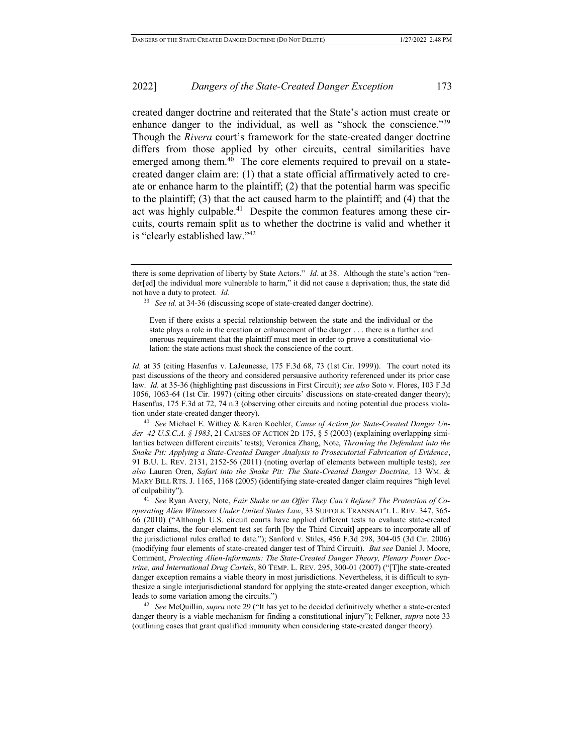created danger doctrine and reiterated that the State's action must create or enhance danger to the individual, as well as "shock the conscience."[39] Though the *Rivera* court's framework for the state-created danger doctrine differs from those applied by other circuits, central similarities have emerged among them.[40] The core elements required to prevail on a state-created danger claim are: (1) that a state official affirmatively acted to create or enhance harm to the plaintiff; (2) that the potential harm was specific to the plaintiff; (3) that the act caused harm to the plaintiff; and (4) that the act was highly culpable.[41] Despite the common features among these circuits, courts remain split as to whether the doctrine is valid and whether it is "clearly established law."[42]

---

there is some deprivation of liberty by State Actors." *Id.* at 38. Although the state's action "render[ed] the individual more vulnerable to harm," it did not cause a deprivation; thus, the state did not have a duty to protect. *Id.*

[39] *See id.* at 34-36 (discussing scope of state-created danger doctrine).

> Even if there exists a special relationship between the state and the individual or the state plays a role in the creation or enhancement of the danger . . . there is a further and onerous requirement that the plaintiff must meet in order to prove a constitutional violation: the state actions must shock the conscience of the court.

*Id.* at 35 (citing Hasenfus v. LaJeunesse, 175 F.3d 68, 73 (1st Cir. 1999)). The court noted its past discussions of the theory and considered persuasive authority referenced under its prior case law. *Id.* at 35-36 (highlighting past discussions in First Circuit); *see also* Soto v. Flores, 103 F.3d 1056, 1063-64 (1st Cir. 1997) (citing other circuits' discussions on state-created danger theory); Hasenfus, 175 F.3d at 72, 74 n.3 (observing other circuits and noting potential due process violation under state-created danger theory).

[40] *See* Michael E. Withey & Karen Koehler, *Cause of Action for State-Created Danger Under 42 U.S.C.A. § 1983*, 21 CAUSES OF ACTION 2D 175, § 5 (2003) (explaining overlapping similarities between different circuits' tests); Veronica Zhang, Note, *Throwing the Defendant into the Snake Pit: Applying a State-Created Danger Analysis to Prosecutorial Fabrication of Evidence*, 91 B.U. L. REV. 2131, 2152-56 (2011) (noting overlap of elements between multiple tests); *see also* Lauren Oren, *Safari into the Snake Pit: The State-Created Danger Doctrine,* 13 WM. & MARY BILL RTS. J. 1165, 1168 (2005) (identifying state-created danger claim requires "high level of culpability").

[41] *See* Ryan Avery, Note, *Fair Shake or an Offer They Can't Refuse? The Protection of Cooperating Alien Witnesses Under United States Law*, 33 SUFFOLK TRANSNAT'L L. REV. 347, 365-66 (2010) ("Although U.S. circuit courts have applied different tests to evaluate state-created danger claims, the four-element test set forth [by the Third Circuit] appears to incorporate all of the jurisdictional rules crafted to date."); Sanford v. Stiles, 456 F.3d 298, 304-05 (3d Cir. 2006) (modifying four elements of state-created danger test of Third Circuit). *But see* Daniel J. Moore, Comment, *Protecting Alien-Informants: The State-Created Danger Theory, Plenary Power Doctrine, and International Drug Cartels*, 80 TEMP. L. REV. 295, 300-01 (2007) ("[T]he state-created danger exception remains a viable theory in most jurisdictions. Nevertheless, it is difficult to synthesize a single interjurisdictional standard for applying the state-created danger exception, which leads to some variation among the circuits.")

[42] *See* McQuillin, *supra* note 29 ("It has yet to be decided definitively whether a state-created danger theory is a viable mechanism for finding a constitutional injury"); Felkner, *supra* note 33 (outlining cases that grant qualified immunity when considering state-created danger theory).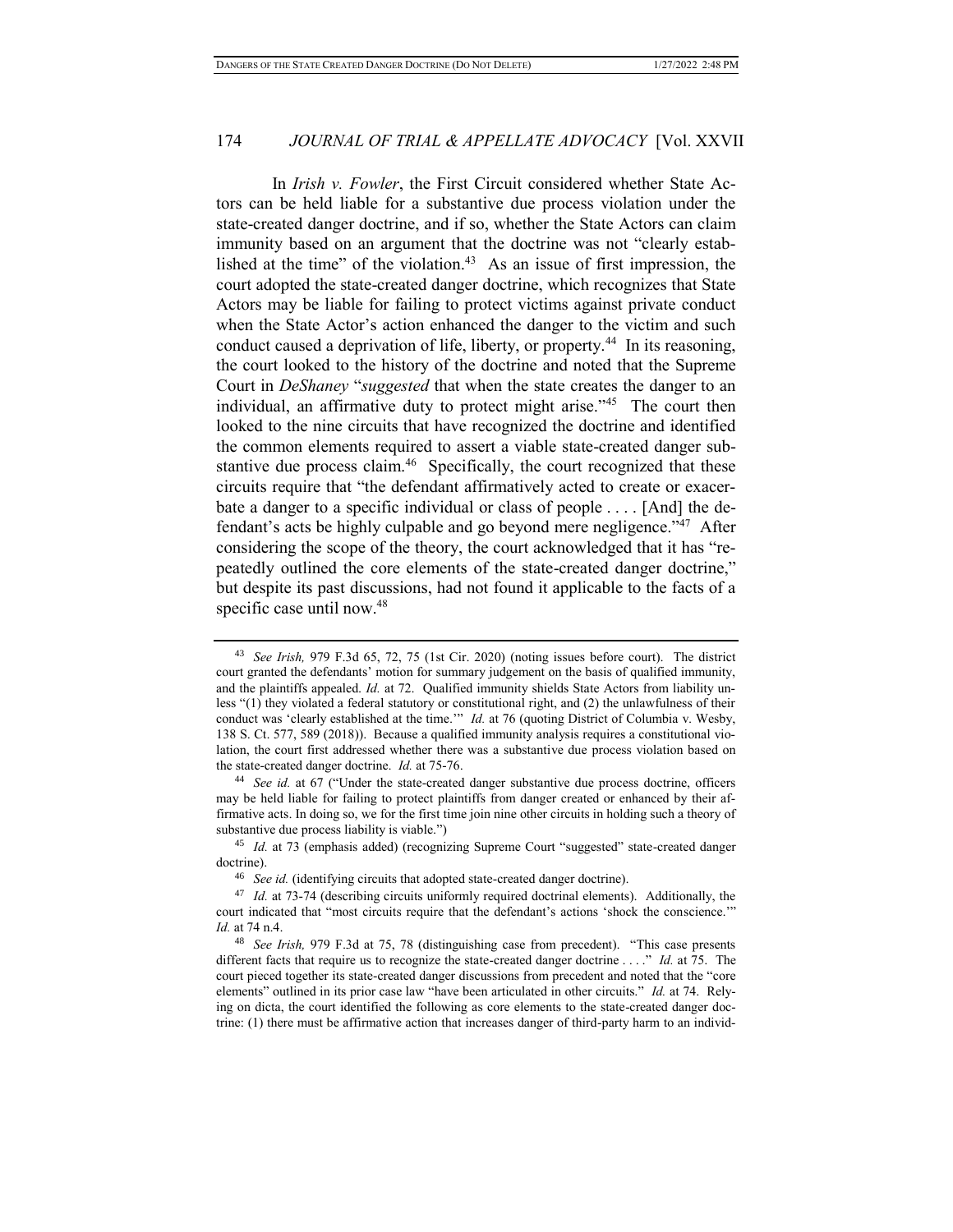In *Irish v. Fowler*, the First Circuit considered whether State Actors can be held liable for a substantive due process violation under the state-created danger doctrine, and if so, whether the State Actors can claim immunity based on an argument that the doctrine was not "clearly established at the time" of the violation.[43] As an issue of first impression, the court adopted the state-created danger doctrine, which recognizes that State Actors may be liable for failing to protect victims against private conduct when the State Actor's action enhanced the danger to the victim and such conduct caused a deprivation of life, liberty, or property.[44] In its reasoning, the court looked to the history of the doctrine and noted that the Supreme Court in *DeShaney* "*suggested* that when the state creates the danger to an individual, an affirmative duty to protect might arise."[45] The court then looked to the nine circuits that have recognized the doctrine and identified the common elements required to assert a viable state-created danger substantive due process claim.[46] Specifically, the court recognized that these circuits require that "the defendant affirmatively acted to create or exacerbate a danger to a specific individual or class of people . . . . [And] the defendant's acts be highly culpable and go beyond mere negligence."[47] After considering the scope of the theory, the court acknowledged that it has "repeatedly outlined the core elements of the state-created danger doctrine," but despite its past discussions, had not found it applicable to the facts of a specific case until now.[48]

---

[43] *See Irish,* 979 F.3d 65, 72, 75 (1st Cir. 2020) (noting issues before court). The district court granted the defendants' motion for summary judgement on the basis of qualified immunity, and the plaintiffs appealed. *Id.* at 72. Qualified immunity shields State Actors from liability unless "(1) they violated a federal statutory or constitutional right, and (2) the unlawfulness of their conduct was 'clearly established at the time.'" *Id.* at 76 (quoting District of Columbia v. Wesby, 138 S. Ct. 577, 589 (2018)). Because a qualified immunity analysis requires a constitutional violation, the court first addressed whether there was a substantive due process violation based on the state-created danger doctrine. *Id.* at 75-76.

[44] *See id.* at 67 ("Under the state-created danger substantive due process doctrine, officers may be held liable for failing to protect plaintiffs from danger created or enhanced by their affirmative acts. In doing so, we for the first time join nine other circuits in holding such a theory of substantive due process liability is viable.")

[45] *Id.* at 73 (emphasis added) (recognizing Supreme Court "suggested" state-created danger doctrine).

[46] *See id.* (identifying circuits that adopted state-created danger doctrine).

[47] *Id.* at 73-74 (describing circuits uniformly required doctrinal elements). Additionally, the court indicated that "most circuits require that the defendant's actions 'shock the conscience.'" *Id.* at 74 n.4.

[48] *See Irish,* 979 F.3d at 75, 78 (distinguishing case from precedent). "This case presents different facts that require us to recognize the state-created danger doctrine . . . ." *Id.* at 75. The court pieced together its state-created danger discussions from precedent and noted that the "core elements" outlined in its prior case law "have been articulated in other circuits." *Id.* at 74. Relying on dicta, the court identified the following as core elements to the state-created danger doctrine: (1) there must be affirmative action that increases danger of third-party harm to an individ-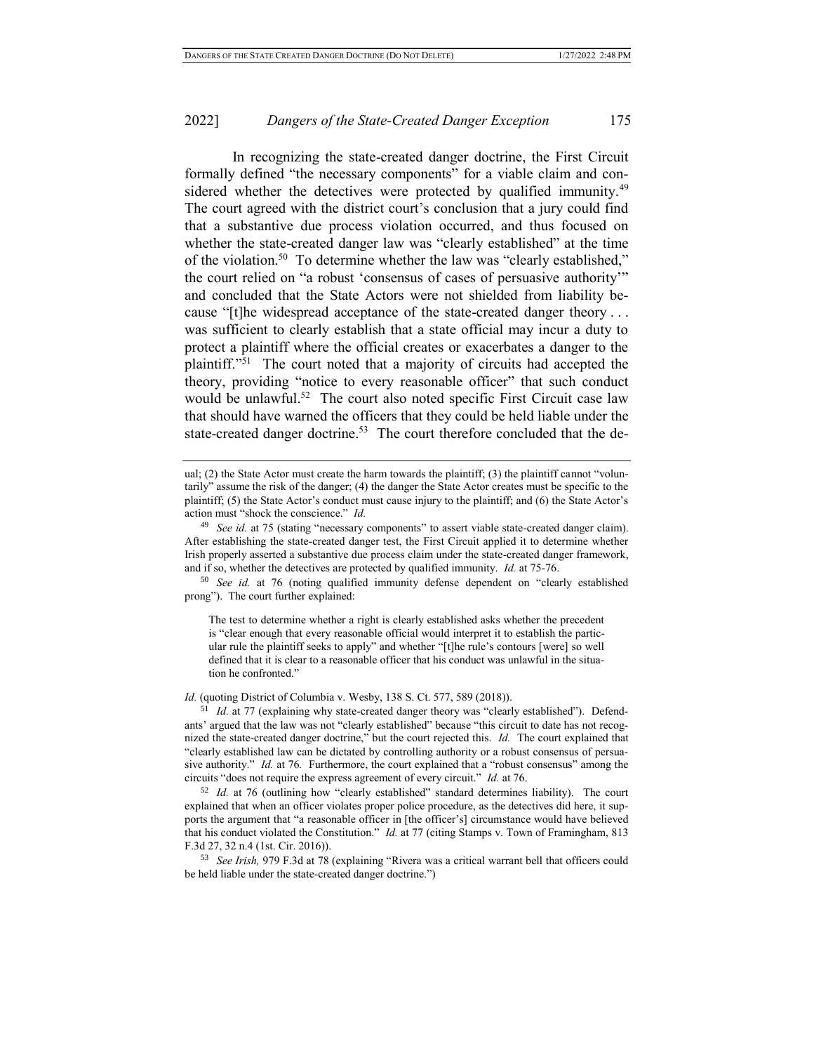In recognizing the state-created danger doctrine, the First Circuit formally defined "the necessary components" for a viable claim and considered whether the detectives were protected by qualified immunity.[49] The court agreed with the district court's conclusion that a jury could find that a substantive due process violation occurred, and thus focused on whether the state-created danger law was "clearly established" at the time of the violation.[50] To determine whether the law was "clearly established," the court relied on "a robust 'consensus of cases of persuasive authority'" and concluded that the State Actors were not shielded from liability because "[t]he widespread acceptance of the state-created danger theory . . . was sufficient to clearly establish that a state official may incur a duty to protect a plaintiff where the official creates or exacerbates a danger to the plaintiff."[51] The court noted that a majority of circuits had accepted the theory, providing "notice to every reasonable officer" that such conduct would be unlawful.[52] The court also noted specific First Circuit case law that should have warned the officers that they could be held liable under the state-created danger doctrine.[53] The court therefore concluded that the de-

---

ual; (2) the State Actor must create the harm towards the plaintiff; (3) the plaintiff cannot "voluntarily" assume the risk of the danger; (4) the danger the State Actor creates must be specific to the plaintiff; (5) the State Actor's conduct must cause injury to the plaintiff; and (6) the State Actor's action must "shock the conscience." *Id.*

[49] *See id.* at 75 (stating "necessary components" to assert viable state-created danger claim). After establishing the state-created danger test, the First Circuit applied it to determine whether Irish properly asserted a substantive due process claim under the state-created danger framework, and if so, whether the detectives are protected by qualified immunity. *Id.* at 75-76.

[50] *See id.* at 76 (noting qualified immunity defense dependent on "clearly established prong"). The court further explained:

> The test to determine whether a right is clearly established asks whether the precedent is "clear enough that every reasonable official would interpret it to establish the particular rule the plaintiff seeks to apply" and whether "[t]he rule's contours [were] so well defined that it is clear to a reasonable officer that his conduct was unlawful in the situation he confronted."

*Id.* (quoting District of Columbia v. Wesby, 138 S. Ct. 577, 589 (2018)).

[51] *Id.* at 77 (explaining why state-created danger theory was "clearly established"). Defendants' argued that the law was not "clearly established" because "this circuit to date has not recognized the state-created danger doctrine," but the court rejected this. *Id.* The court explained that "clearly established law can be dictated by controlling authority or a robust consensus of persuasive authority." *Id.* at 76. Furthermore, the court explained that a "robust consensus" among the circuits "does not require the express agreement of every circuit." *Id.* at 76.

[52] *Id.* at 76 (outlining how "clearly established" standard determines liability). The court explained that when an officer violates proper police procedure, as the detectives did here, it supports the argument that "a reasonable officer in [the officer's] circumstance would have believed that his conduct violated the Constitution." *Id.* at 77 (citing Stamps v. Town of Framingham, 813 F.3d 27, 32 n.4 (1st. Cir. 2016)).

[53] *See Irish,* 979 F.3d at 78 (explaining "Rivera was a critical warrant bell that officers could be held liable under the state-created danger doctrine.")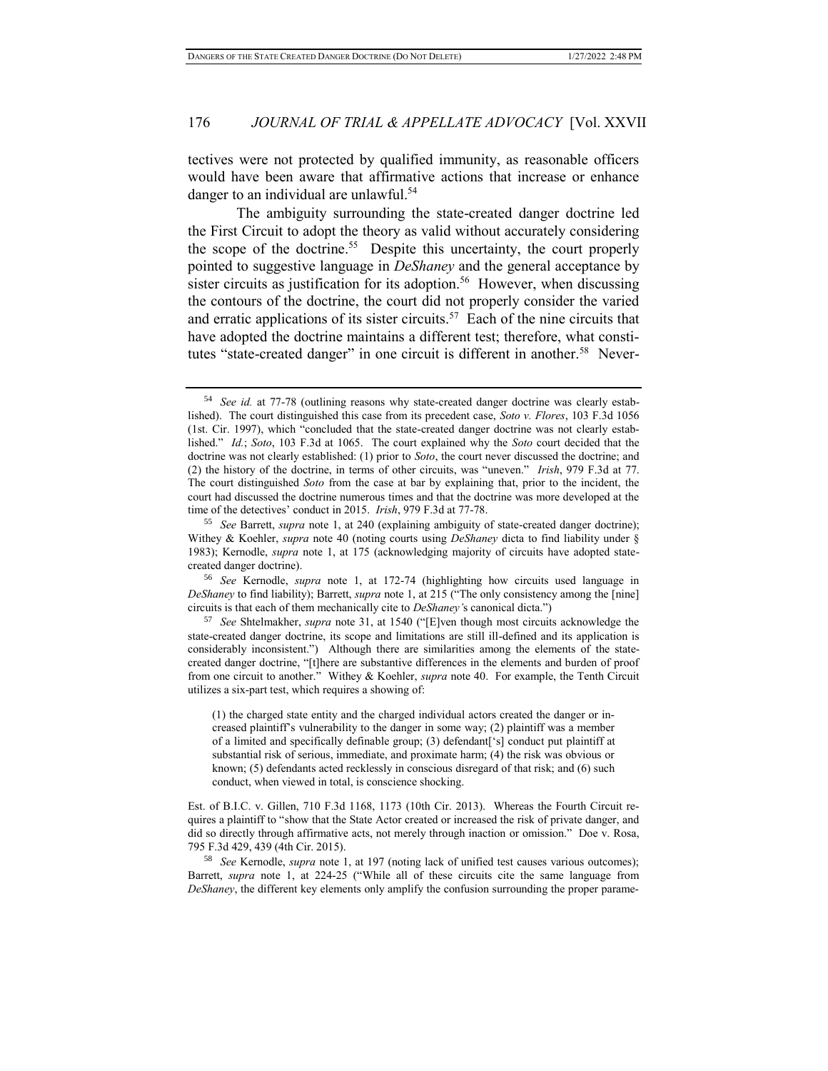tectives were not protected by qualified immunity, as reasonable officers would have been aware that affirmative actions that increase or enhance danger to an individual are unlawful.[54]

The ambiguity surrounding the state-created danger doctrine led the First Circuit to adopt the theory as valid without accurately considering the scope of the doctrine.[55] Despite this uncertainty, the court properly pointed to suggestive language in *DeShaney* and the general acceptance by sister circuits as justification for its adoption.[56] However, when discussing the contours of the doctrine, the court did not properly consider the varied and erratic applications of its sister circuits.[57] Each of the nine circuits that have adopted the doctrine maintains a different test; therefore, what constitutes "state-created danger" in one circuit is different in another.[58] Never-

---

[54] *See id.* at 77-78 (outlining reasons why state-created danger doctrine was clearly established). The court distinguished this case from its precedent case, *Soto v. Flores*, 103 F.3d 1056 (1st. Cir. 1997), which "concluded that the state-created danger doctrine was not clearly established." *Id.*; *Soto*, 103 F.3d at 1065. The court explained why the *Soto* court decided that the doctrine was not clearly established: (1) prior to *Soto*, the court never discussed the doctrine; and (2) the history of the doctrine, in terms of other circuits, was "uneven." *Irish*, 979 F.3d at 77. The court distinguished *Soto* from the case at bar by explaining that, prior to the incident, the court had discussed the doctrine numerous times and that the doctrine was more developed at the time of the detectives' conduct in 2015. *Irish*, 979 F.3d at 77-78.

[55] *See* Barrett, *supra* note 1, at 240 (explaining ambiguity of state-created danger doctrine); Withey & Koehler, *supra* note 40 (noting courts using *DeShaney* dicta to find liability under § 1983); Kernodle, *supra* note 1, at 175 (acknowledging majority of circuits have adopted state-created danger doctrine).

[56] *See* Kernodle, *supra* note 1, at 172-74 (highlighting how circuits used language in *DeShaney* to find liability); Barrett, *supra* note 1, at 215 ("The only consistency among the [nine] circuits is that each of them mechanically cite to *DeShaney's* canonical dicta.")

[57] *See* Shtelmakher, *supra* note 31, at 1540 ("[E]ven though most circuits acknowledge the state-created danger doctrine, its scope and limitations are still ill-defined and its application is considerably inconsistent.") Although there are similarities among the elements of the state-created danger doctrine, "[t]here are substantive differences in the elements and burden of proof from one circuit to another." Withey & Koehler, *supra* note 40. For example, the Tenth Circuit utilizes a six-part test, which requires a showing of:

> (1) the charged state entity and the charged individual actors created the danger or increased plaintiff's vulnerability to the danger in some way; (2) plaintiff was a member of a limited and specifically definable group; (3) defendant['s] conduct put plaintiff at substantial risk of serious, immediate, and proximate harm; (4) the risk was obvious or known; (5) defendants acted recklessly in conscious disregard of that risk; and (6) such conduct, when viewed in total, is conscience shocking.

Est. of B.I.C. v. Gillen, 710 F.3d 1168, 1173 (10th Cir. 2013). Whereas the Fourth Circuit requires a plaintiff to "show that the State Actor created or increased the risk of private danger, and did so directly through affirmative acts, not merely through inaction or omission." Doe v. Rosa, 795 F.3d 429, 439 (4th Cir. 2015).

[58] *See* Kernodle, *supra* note 1, at 197 (noting lack of unified test causes various outcomes); Barrett, *supra* note 1, at 224-25 ("While all of these circuits cite the same language from *DeShaney*, the different key elements only amplify the confusion surrounding the proper parame-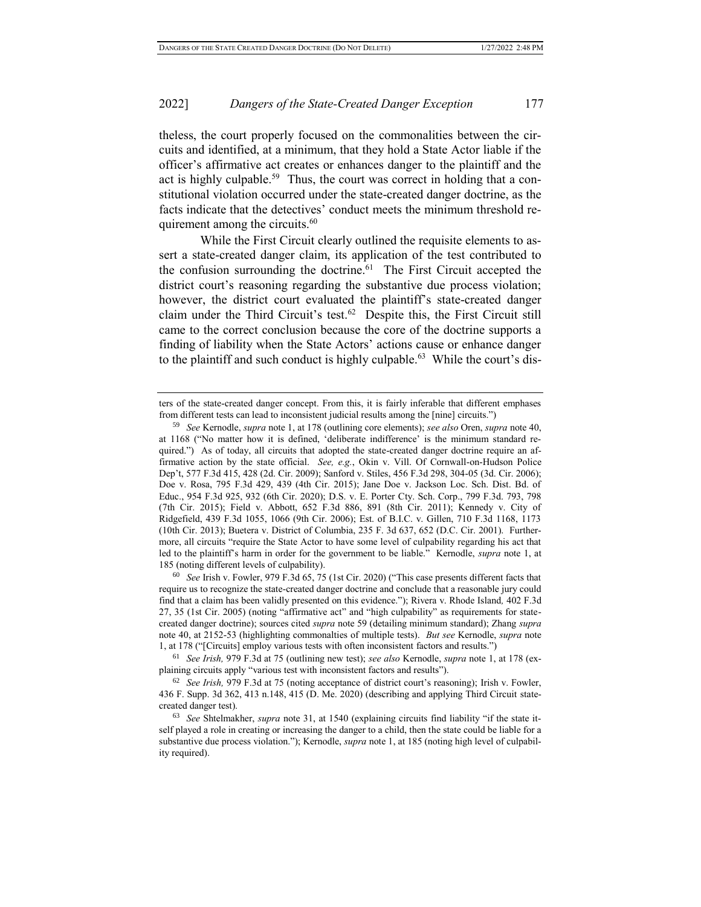theless, the court properly focused on the commonalities between the circuits and identified, at a minimum, that they hold a State Actor liable if the officer's affirmative act creates or enhances danger to the plaintiff and the act is highly culpable.[59] Thus, the court was correct in holding that a constitutional violation occurred under the state-created danger doctrine, as the facts indicate that the detectives' conduct meets the minimum threshold requirement among the circuits.[60]

While the First Circuit clearly outlined the requisite elements to assert a state-created danger claim, its application of the test contributed to the confusion surrounding the doctrine.[61] The First Circuit accepted the district court's reasoning regarding the substantive due process violation; however, the district court evaluated the plaintiff's state-created danger claim under the Third Circuit's test.[62] Despite this, the First Circuit still came to the correct conclusion because the core of the doctrine supports a finding of liability when the State Actors' actions cause or enhance danger to the plaintiff and such conduct is highly culpable.[63] While the court's dis-

---

ters of the state-created danger concept. From this, it is fairly inferable that different emphases from different tests can lead to inconsistent judicial results among the [nine] circuits.")

[59] *See* Kernodle, *supra* note 1, at 178 (outlining core elements); *see also* Oren, *supra* note 40, at 1168 ("No matter how it is defined, 'deliberate indifference' is the minimum standard required.") As of today, all circuits that adopted the state-created danger doctrine require an affirmative action by the state official. *See, e.g.*, Okin v. Vill. Of Cornwall-on-Hudson Police Dep't, 577 F.3d 415, 428 (2d. Cir. 2009); Sanford v. Stiles, 456 F.3d 298, 304-05 (3d. Cir. 2006); Doe v. Rosa, 795 F.3d 429, 439 (4th Cir. 2015); Jane Doe v. Jackson Loc. Sch. Dist. Bd. of Educ., 954 F.3d 925, 932 (6th Cir. 2020); D.S. v. E. Porter Cty. Sch. Corp., 799 F.3d. 793, 798 (7th Cir. 2015); Field v. Abbott, 652 F.3d 886, 891 (8th Cir. 2011); Kennedy v. City of Ridgefield, 439 F.3d 1055, 1066 (9th Cir. 2006); Est. of B.I.C. v. Gillen, 710 F.3d 1168, 1173 (10th Cir. 2013); Buetera v. District of Columbia, 235 F. 3d 637, 652 (D.C. Cir. 2001). Furthermore, all circuits "require the State Actor to have some level of culpability regarding his act that led to the plaintiff's harm in order for the government to be liable." Kernodle, *supra* note 1, at 185 (noting different levels of culpability).

[60] *See* Irish v. Fowler, 979 F.3d 65, 75 (1st Cir. 2020) ("This case presents different facts that require us to recognize the state-created danger doctrine and conclude that a reasonable jury could find that a claim has been validly presented on this evidence."); Rivera v. Rhode Island*,* 402 F.3d 27, 35 (1st Cir. 2005) (noting "affirmative act" and "high culpability" as requirements for state-created danger doctrine); sources cited *supra* note 59 (detailing minimum standard); Zhang *supra* note 40, at 2152-53 (highlighting commonalties of multiple tests). *But see* Kernodle, *supra* note 1, at 178 ("[Circuits] employ various tests with often inconsistent factors and results.")

[61] *See Irish,* 979 F.3d at 75 (outlining new test); *see also* Kernodle, *supra* note 1, at 178 (explaining circuits apply "various test with inconsistent factors and results").

[62] *See Irish,* 979 F.3d at 75 (noting acceptance of district court's reasoning); Irish v. Fowler, 436 F. Supp. 3d 362, 413 n.148, 415 (D. Me. 2020) (describing and applying Third Circuit state-created danger test).

[63] *See* Shtelmakher, *supra* note 31, at 1540 (explaining circuits find liability "if the state itself played a role in creating or increasing the danger to a child, then the state could be liable for a substantive due process violation."); Kernodle, *supra* note 1, at 185 (noting high level of culpability required).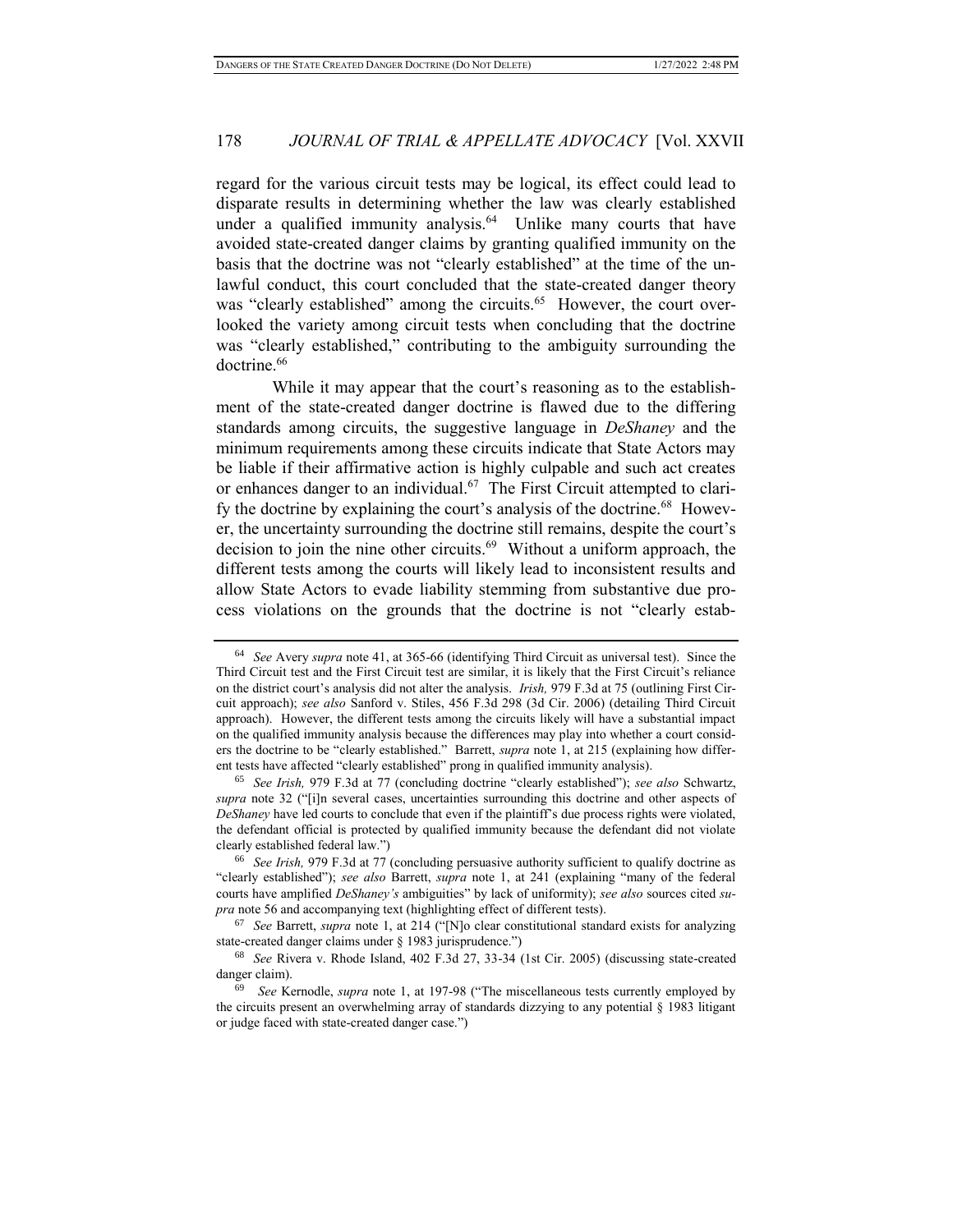regard for the various circuit tests may be logical, its effect could lead to disparate results in determining whether the law was clearly established under a qualified immunity analysis.[64] Unlike many courts that have avoided state-created danger claims by granting qualified immunity on the basis that the doctrine was not "clearly established" at the time of the unlawful conduct, this court concluded that the state-created danger theory was "clearly established" among the circuits.[65] However, the court overlooked the variety among circuit tests when concluding that the doctrine was "clearly established," contributing to the ambiguity surrounding the doctrine.[66]

While it may appear that the court's reasoning as to the establishment of the state-created danger doctrine is flawed due to the differing standards among circuits, the suggestive language in *DeShaney* and the minimum requirements among these circuits indicate that State Actors may be liable if their affirmative action is highly culpable and such act creates or enhances danger to an individual.[67] The First Circuit attempted to clarify the doctrine by explaining the court's analysis of the doctrine.[68] However, the uncertainty surrounding the doctrine still remains, despite the court's decision to join the nine other circuits.[69] Without a uniform approach, the different tests among the courts will likely lead to inconsistent results and allow State Actors to evade liability stemming from substantive due process violations on the grounds that the doctrine is not "clearly estab-

---

[64] *See* Avery *supra* note 41, at 365-66 (identifying Third Circuit as universal test). Since the Third Circuit test and the First Circuit test are similar, it is likely that the First Circuit's reliance on the district court's analysis did not alter the analysis. *Irish,* 979 F.3d at 75 (outlining First Circuit approach); *see also* Sanford v. Stiles, 456 F.3d 298 (3d Cir. 2006) (detailing Third Circuit approach). However, the different tests among the circuits likely will have a substantial impact on the qualified immunity analysis because the differences may play into whether a court considers the doctrine to be "clearly established." Barrett, *supra* note 1, at 215 (explaining how different tests have affected "clearly established" prong in qualified immunity analysis).

[65] *See Irish,* 979 F.3d at 77 (concluding doctrine "clearly established"); *see also* Schwartz, *supra* note 32 ("[i]n several cases, uncertainties surrounding this doctrine and other aspects of *DeShaney* have led courts to conclude that even if the plaintiff's due process rights were violated, the defendant official is protected by qualified immunity because the defendant did not violate clearly established federal law.")

[66] *See Irish,* 979 F.3d at 77 (concluding persuasive authority sufficient to qualify doctrine as "clearly established"); *see also* Barrett, *supra* note 1, at 241 (explaining "many of the federal courts have amplified *DeShaney's* ambiguities" by lack of uniformity); *see also* sources cited *supra* note 56 and accompanying text (highlighting effect of different tests).

[67] *See* Barrett, *supra* note 1, at 214 ("[N]o clear constitutional standard exists for analyzing state-created danger claims under § 1983 jurisprudence.")

[68] *See* Rivera v. Rhode Island, 402 F.3d 27, 33-34 (1st Cir. 2005) (discussing state-created danger claim).

[69] *See* Kernodle, *supra* note 1, at 197-98 ("The miscellaneous tests currently employed by the circuits present an overwhelming array of standards dizzying to any potential § 1983 litigant or judge faced with state-created danger case.")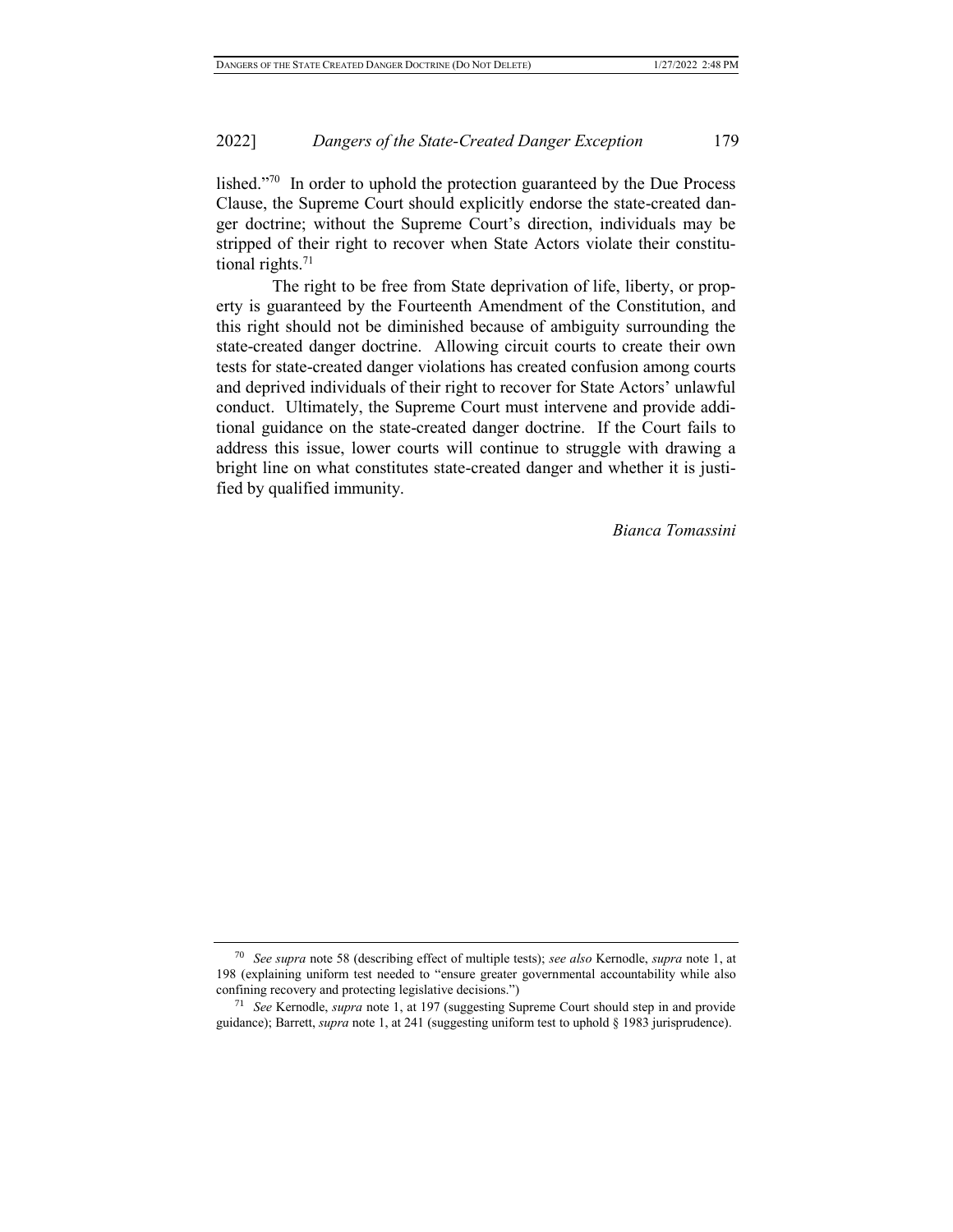lished."[70] In order to uphold the protection guaranteed by the Due Process Clause, the Supreme Court should explicitly endorse the state-created danger doctrine; without the Supreme Court's direction, individuals may be stripped of their right to recover when State Actors violate their constitutional rights.[71]

The right to be free from State deprivation of life, liberty, or property is guaranteed by the Fourteenth Amendment of the Constitution, and this right should not be diminished because of ambiguity surrounding the state-created danger doctrine. Allowing circuit courts to create their own tests for state-created danger violations has created confusion among courts and deprived individuals of their right to recover for State Actors' unlawful conduct. Ultimately, the Supreme Court must intervene and provide additional guidance on the state-created danger doctrine. If the Court fails to address this issue, lower courts will continue to struggle with drawing a bright line on what constitutes state-created danger and whether it is justified by qualified immunity.

*Bianca Tomassini*

---

[70] *See supra* note 58 (describing effect of multiple tests); *see also* Kernodle, *supra* note 1, at 198 (explaining uniform test needed to "ensure greater governmental accountability while also confining recovery and protecting legislative decisions.")

[71] *See* Kernodle, *supra* note 1, at 197 (suggesting Supreme Court should step in and provide guidance); Barrett, *supra* note 1, at 241 (suggesting uniform test to uphold § 1983 jurisprudence).